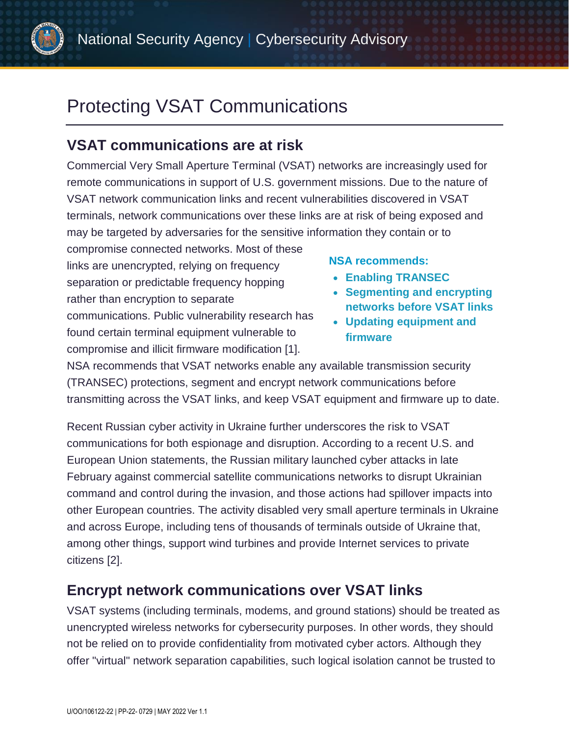National Security Agency | Cybersecurity Advisory

# Protecting VSAT Communications

## VSAT communications are at risk

Commercial Very Small Aperture Terminal (VSAT) networks are increasingly used for remote communications in support of U.S. government missions. Due to the nature of VSAT network communication links and recent vulnerabilities discovered in VSAT terminals, network communications over these links are at risk of being exposed and may be targeted by adversaries for the sensitive information they contain or to compromise connected networks. Most of these links are unencrypted, relying on frequency separation or predictable frequency hopping rather than encryption to separate communications. Public vulnerability research has found certain terminal equipment vulnerable to compromise and illicit firmware modification [1].

**NSA recommends:**

- **Enabling TRANSEC**
- **Segmenting and encrypting networks before VSAT links**
- **Updating equipment and firmware**

NSA recommends that VSAT networks enable any available transmission security (TRANSEC) protections, segment and encrypt network communications before transmitting across the VSAT links, and keep VSAT equipment and firmware up to date.

Recent Russian cyber activity in Ukraine further underscores the risk to VSAT communications for both espionage and disruption. According to a recent U.S. and European Union statements, the Russian military launched cyber attacks in late February against commercial satellite communications networks to disrupt Ukrainian command and control during the invasion, and those actions had spillover impacts into other European countries. The activity disabled very small aperture terminals in Ukraine and across Europe, including tens of thousands of terminals outside of Ukraine that, among other things, support wind turbines and provide Internet services to private citizens [2].

## Encrypt network communications over VSAT links

VSAT systems (including terminals, modems, and ground stations) should be treated as unencrypted wireless networks for cybersecurity purposes. In other words, they should not be relied on to provide confidentiality from motivated cyber actors. Although they offer "virtual" network separation capabilities, such logical isolation cannot be trusted to

U/OO/106122-22 | PP-22- 0729 | MAY 2022 Ver 1.1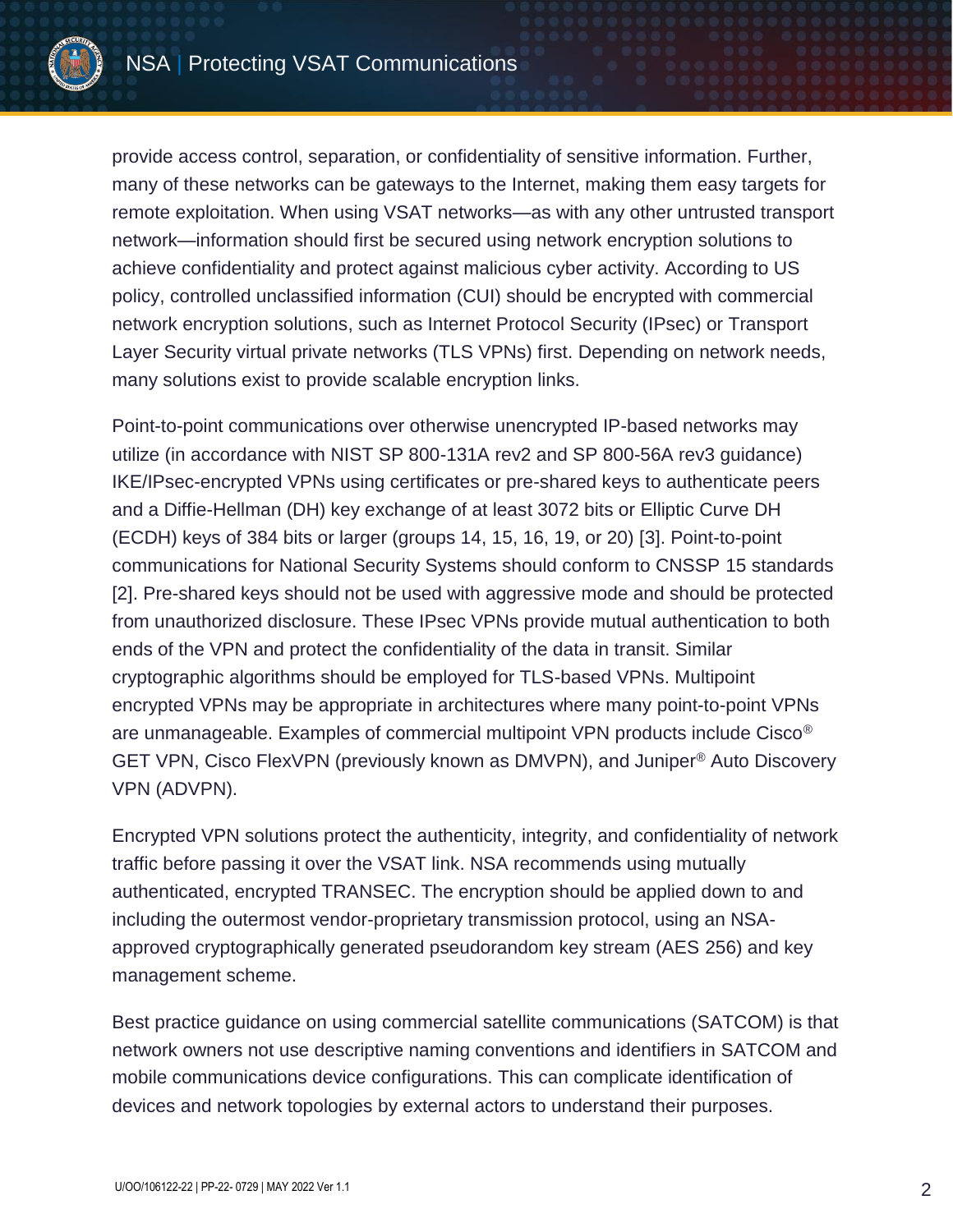provide access control, separation, or confidentiality of sensitive information. Further, many of these networks can be gateways to the Internet, making them easy targets for remote exploitation. When using VSAT networks—as with any other untrusted transport network—information should first be secured using network encryption solutions to achieve confidentiality and protect against malicious cyber activity. According to US policy, controlled unclassified information (CUI) should be encrypted with commercial network encryption solutions, such as Internet Protocol Security (IPsec) or Transport Layer Security virtual private networks (TLS VPNs) first. Depending on network needs, many solutions exist to provide scalable encryption links.

Point-to-point communications over otherwise unencrypted IP-based networks may utilize (in accordance with NIST SP 800-131A rev2 and SP 800-56A rev3 guidance) IKE/IPsec-encrypted VPNs using certificates or pre-shared keys to authenticate peers and a Diffie-Hellman (DH) key exchange of at least 3072 bits or Elliptic Curve DH (ECDH) keys of 384 bits or larger (groups 14, 15, 16, 19, or 20) [3]. Point-to-point communications for National Security Systems should conform to CNSSP 15 standards [2]. Pre-shared keys should not be used with aggressive mode and should be protected from unauthorized disclosure. These IPsec VPNs provide mutual authentication to both ends of the VPN and protect the confidentiality of the data in transit. Similar cryptographic algorithms should be employed for TLS-based VPNs. Multipoint encrypted VPNs may be appropriate in architectures where many point-to-point VPNs are unmanageable. Examples of commercial multipoint VPN products include Cisco® GET VPN, Cisco FlexVPN (previously known as DMVPN), and Juniper® Auto Discovery VPN (ADVPN).

Encrypted VPN solutions protect the authenticity, integrity, and confidentiality of network traffic before passing it over the VSAT link. NSA recommends using mutually authenticated, encrypted TRANSEC. The encryption should be applied down to and including the outermost vendor-proprietary transmission protocol, using an NSA-approved cryptographically generated pseudorandom key stream (AES 256) and key management scheme.

Best practice guidance on using commercial satellite communications (SATCOM) is that network owners not use descriptive naming conventions and identifiers in SATCOM and mobile communications device configurations. This can complicate identification of devices and network topologies by external actors to understand their purposes.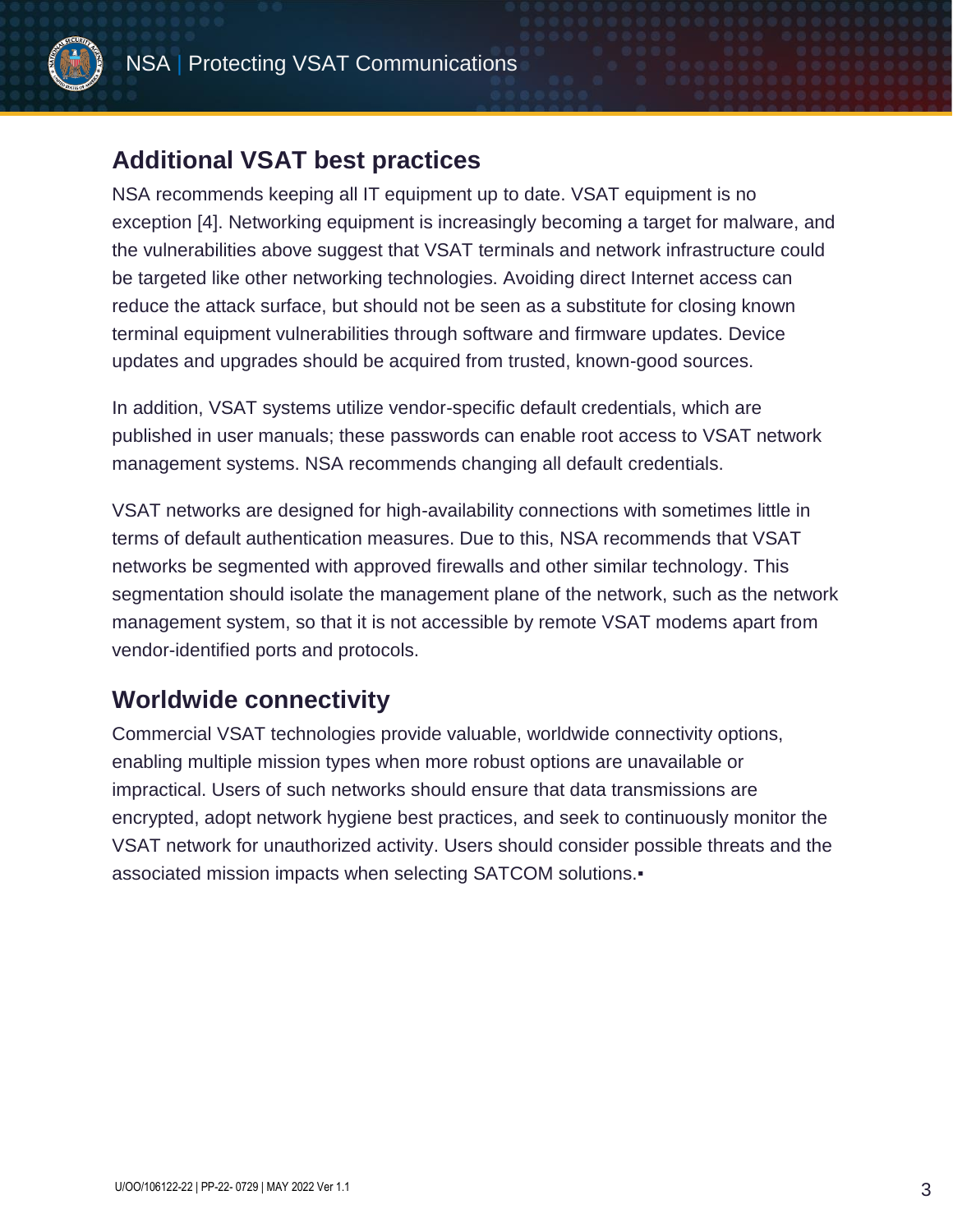## Additional VSAT best practices

NSA recommends keeping all IT equipment up to date. VSAT equipment is no exception [4]. Networking equipment is increasingly becoming a target for malware, and the vulnerabilities above suggest that VSAT terminals and network infrastructure could be targeted like other networking technologies. Avoiding direct Internet access can reduce the attack surface, but should not be seen as a substitute for closing known terminal equipment vulnerabilities through software and firmware updates. Device updates and upgrades should be acquired from trusted, known-good sources.

In addition, VSAT systems utilize vendor-specific default credentials, which are published in user manuals; these passwords can enable root access to VSAT network management systems. NSA recommends changing all default credentials.

VSAT networks are designed for high-availability connections with sometimes little in terms of default authentication measures. Due to this, NSA recommends that VSAT networks be segmented with approved firewalls and other similar technology. This segmentation should isolate the management plane of the network, such as the network management system, so that it is not accessible by remote VSAT modems apart from vendor-identified ports and protocols.

## Worldwide connectivity

Commercial VSAT technologies provide valuable, worldwide connectivity options, enabling multiple mission types when more robust options are unavailable or impractical. Users of such networks should ensure that data transmissions are encrypted, adopt network hygiene best practices, and seek to continuously monitor the VSAT network for unauthorized activity. Users should consider possible threats and the associated mission impacts when selecting SATCOM solutions.▪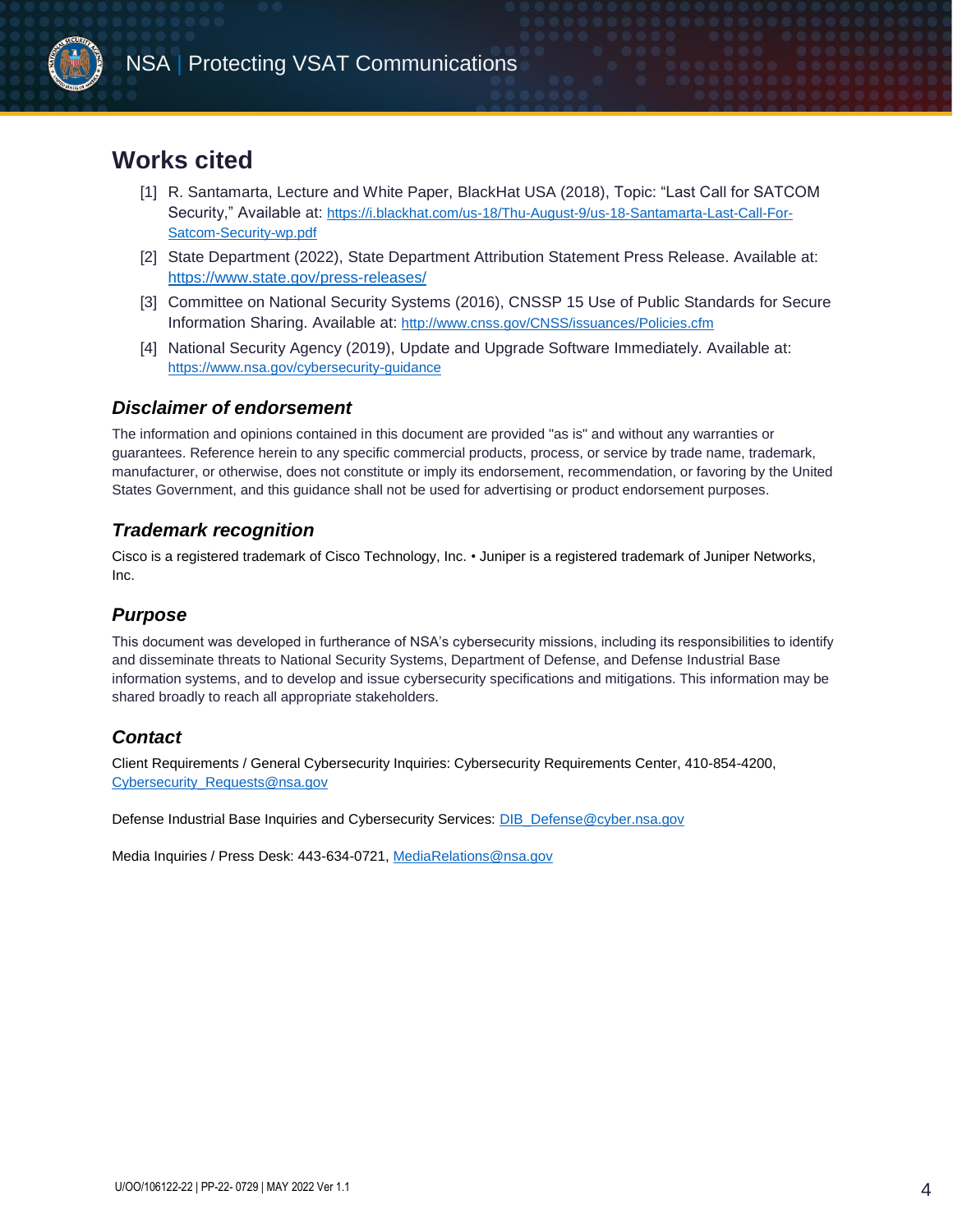## Works cited

[1] R. Santamarta, Lecture and White Paper, BlackHat USA (2018), Topic: "Last Call for SATCOM Security," Available at: https://i.blackhat.com/us-18/Thu-August-9/us-18-Santamarta-Last-Call-For-Satcom-Security-wp.pdf

[2] State Department (2022), State Department Attribution Statement Press Release. Available at: https://www.state.gov/press-releases/

[3] Committee on National Security Systems (2016), CNSSP 15 Use of Public Standards for Secure Information Sharing. Available at: http://www.cnss.gov/CNSS/issuances/Policies.cfm

[4] National Security Agency (2019), Update and Upgrade Software Immediately. Available at: https://www.nsa.gov/cybersecurity-guidance

### *Disclaimer of endorsement*

The information and opinions contained in this document are provided "as is" and without any warranties or guarantees. Reference herein to any specific commercial products, process, or service by trade name, trademark, manufacturer, or otherwise, does not constitute or imply its endorsement, recommendation, or favoring by the United States Government, and this guidance shall not be used for advertising or product endorsement purposes.

### *Trademark recognition*

Cisco is a registered trademark of Cisco Technology, Inc. • Juniper is a registered trademark of Juniper Networks, Inc.

### *Purpose*

This document was developed in furtherance of NSA's cybersecurity missions, including its responsibilities to identify and disseminate threats to National Security Systems, Department of Defense, and Defense Industrial Base information systems, and to develop and issue cybersecurity specifications and mitigations. This information may be shared broadly to reach all appropriate stakeholders.

### *Contact*

Client Requirements / General Cybersecurity Inquiries: Cybersecurity Requirements Center, 410-854-4200, Cybersecurity_Requests@nsa.gov

Defense Industrial Base Inquiries and Cybersecurity Services: DIB_Defense@cyber.nsa.gov

Media Inquiries / Press Desk: 443-634-0721, MediaRelations@nsa.gov

U/OO/106122-22 | PP-22- 0729 | MAY 2022 Ver 1.1